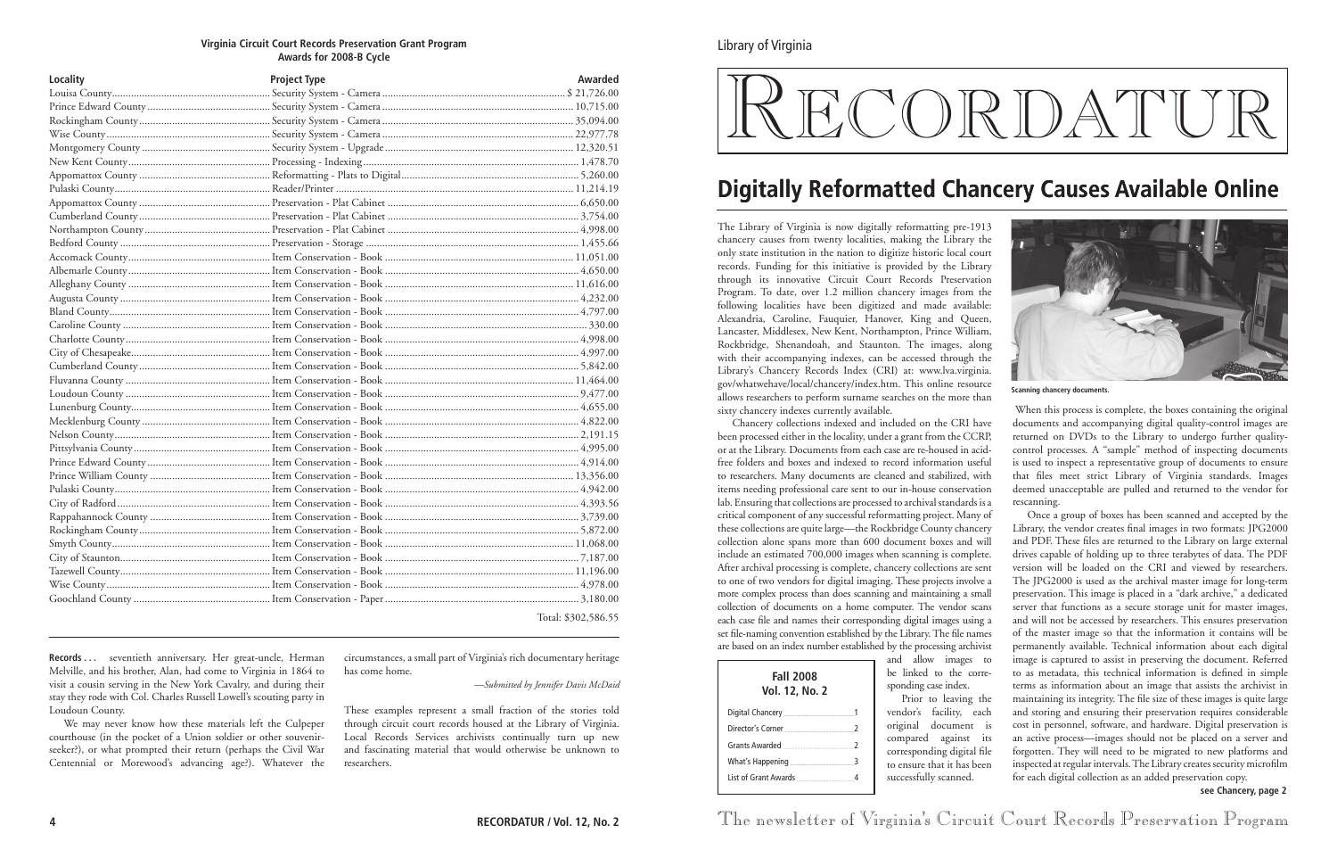**Virginia Circuit Court Records Preservation Grant Program**
**Awards for 2008-B Cycle**

| Locality | Project Type | Awarded |
|---|---|---|
| Louisa County | Security System - Camera | $ 21,726.00 |
| Prince Edward County | Security System - Camera | 10,715.00 |
| Rockingham County | Security System - Camera | 35,094.00 |
| Wise County | Security System - Camera | 22,977.78 |
| Montgomery County | Security System - Upgrade | 12,320.51 |
| New Kent County | Processing - Indexing | 1,478.70 |
| Appomattox County | Reformatting - Plats to Digital | 5,260.00 |
| Pulaski County | Reader/Printer | 11,214.19 |
| Appomattox County | Preservation - Plat Cabinet | 6,650.00 |
| Cumberland County | Preservation - Plat Cabinet | 3,754.00 |
| Northampton County | Preservation - Plat Cabinet | 4,998.00 |
| Bedford County | Preservation - Storage | 1,455.66 |
| Accomack County | Item Conservation - Book | 11,051.00 |
| Albemarle County | Item Conservation - Book | 4,650.00 |
| Alleghany County | Item Conservation - Book | 11,616.00 |
| Augusta County | Item Conservation - Book | 4,232.00 |
| Bland County | Item Conservation - Book | 4,797.00 |
| Caroline County | Item Conservation - Book | 330.00 |
| Charlotte County | Item Conservation - Book | 4,998.00 |
| City of Chesapeake | Item Conservation - Book | 4,997.00 |
| Cumberland County | Item Conservation - Book | 5,842.00 |
| Fluvanna County | Item Conservation - Book | 11,464.00 |
| Loudoun County | Item Conservation - Book | 9,477.00 |
| Lunenburg County | Item Conservation - Book | 4,655.00 |
| Mecklenburg County | Item Conservation - Book | 4,822.00 |
| Nelson County | Item Conservation - Book | 2,191.15 |
| Pittsylvania County | Item Conservation - Book | 4,995.00 |
| Prince Edward County | Item Conservation - Book | 4,914.00 |
| Prince William County | Item Conservation - Book | 13,356.00 |
| Pulaski County | Item Conservation - Book | 4,942.00 |
| City of Radford | Item Conservation - Book | 4,393.56 |
| Rappahannock County | Item Conservation - Book | 3,739.00 |
| Rockingham County | Item Conservation - Book | 5,872.00 |
| Smyth County | Item Conservation - Book | 11,068.00 |
| City of Staunton | Item Conservation - Book | 7,187.00 |
| Tazewell County | Item Conservation - Book | 11,196.00 |
| Wise County | Item Conservation - Book | 4,978.00 |
| Goochland County | Item Conservation - Paper | 3,180.00 |
| | | Total: $302,586.55 |

**Records . . .** seventieth anniversary. Her great-uncle, Herman Melville, and his brother, Alan, had come to Virginia in 1864 to visit a cousin serving in the New York Cavalry, and during their stay they rode with Col. Charles Russell Lowell's scouting party in Loudoun County.

We may never know how these materials left the Culpeper courthouse (in the pocket of a Union soldier or other souvenir-seeker?), or what prompted their return (perhaps the Civil War Centennial or Morewood's advancing age?). Whatever the circumstances, a small part of Virginia's rich documentary heritage has come home.

*—Submitted by Jennifer Davis McDaid*

These examples represent a small fraction of the stories told through circuit court records housed at the Library of Virginia. Local Records Services archivists continually turn up new and fascinating material that would otherwise be unknown to researchers.

Library of Virginia

# RECORDATUR

## Digitally Reformatted Chancery Causes Available Online

The Library of Virginia is now digitally reformatting pre-1913 chancery causes from twenty localities, making the Library the only state institution in the nation to digitize historic local court records. Funding for this initiative is provided by the Library through its innovative Circuit Court Records Preservation Program. To date, over 1.2 million chancery images from the following localities have been digitized and made available: Alexandria, Caroline, Fauquier, Hanover, King and Queen, Lancaster, Middlesex, New Kent, Northampton, Prince William, Rockbridge, Shenandoah, and Staunton. The images, along with their accompanying indexes, can be accessed through the Library's Chancery Records Index (CRI) at: www.lva.virginia.gov/whatwehave/local/chancery/index.htm. This online resource allows researchers to perform surname searches on the more than sixty chancery indexes currently available.

Chancery collections indexed and included on the CRI have been processed either in the locality, under a grant from the CCRP, or at the Library. Documents from each case are re-housed in acid-free folders and boxes and indexed to record information useful to researchers. Many documents are cleaned and stabilized, with items needing professional care sent to our in-house conservation lab. Ensuring that collections are processed to archival standards is a critical component of any successful reformatting project. Many of these collections are quite large—the Rockbridge County chancery collection alone spans more than 600 document boxes and will include an estimated 700,000 images when scanning is complete. After archival processing is complete, chancery collections are sent to one of two vendors for digital imaging. These projects involve a more complex process than does scanning and maintaining a small collection of documents on a home computer. The vendor scans each case file and names their corresponding digital images using a set file-naming convention established by the Library. The file names are based on an index number established by the processing archivist and allow images to be linked to the corresponding case index.

Prior to leaving the vendor's facility, each original document is compared against its corresponding digital file to ensure that it has been successfully scanned.

**Fall 2008**
**Vol. 12, No. 2**

- Digital Chancery ... 1
- Director's Corner ... 2
- Grants Awarded ... 2
- What's Happening ... 3
- List of Grant Awards ... 4

**Scanning chancery documents.**

When this process is complete, the boxes containing the original documents and accompanying digital quality-control images are returned on DVDs to the Library to undergo further quality-control processes. A "sample" method of inspecting documents is used to inspect a representative group of documents to ensure that files meet strict Library of Virginia standards. Images deemed unacceptable are pulled and returned to the vendor for rescanning.

Once a group of boxes has been scanned and accepted by the Library, the vendor creates final images in two formats: JPG2000 and PDF. These files are returned to the Library on large external drives capable of holding up to three terabytes of data. The PDF version will be loaded on the CRI and viewed by researchers. The JPG2000 is used as the archival master image for long-term preservation. This image is placed in a "dark archive," a dedicated server that functions as a secure storage unit for master images, and will not be accessed by researchers. This ensures preservation of the master image so that the information it contains will be permanently available. Technical information about each digital image is captured to assist in preserving the document. Referred to as metadata, this technical information is defined in simple terms as information about an image that assists the archivist in maintaining its integrity. The file size of these images is quite large and storing and ensuring their preservation requires considerable cost in personnel, software, and hardware. Digital preservation is an active process—images should not be placed on a server and forgotten. They will need to be migrated to new platforms and inspected at regular intervals. The Library creates security microfilm for each digital collection as an added preservation copy.

**see Chancery, page 2**

The newsletter of Virginia's Circuit Court Records Preservation Program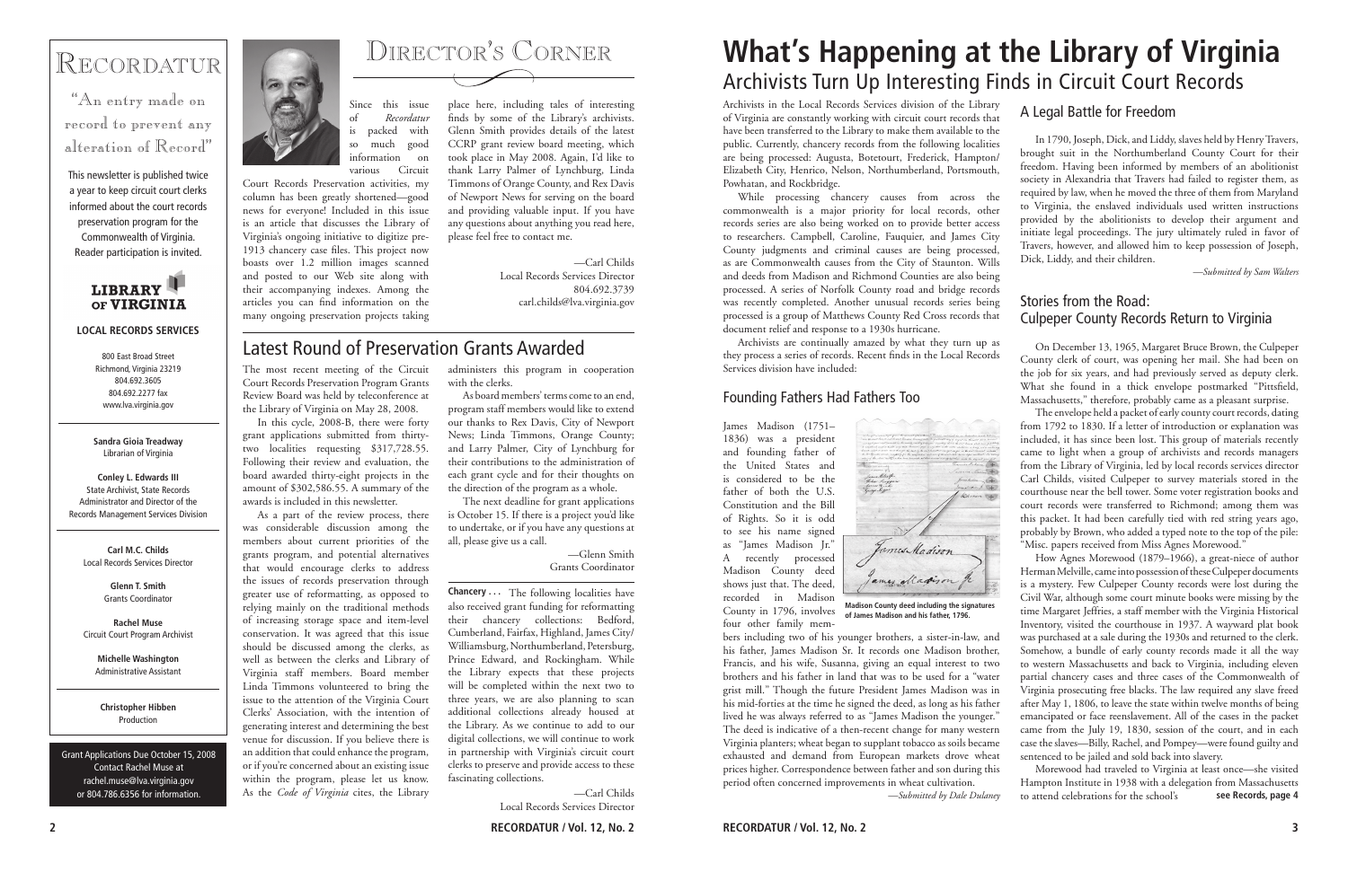# Recordatur

"An entry made on record to prevent any alteration of Record"

This newsletter is published twice a year to keep circuit court clerks informed about the court records preservation program for the Commonwealth of Virginia. Reader participation is invited.

**LIBRARY OF VIRGINIA**

**LOCAL RECORDS SERVICES**

800 East Broad Street
Richmond, Virginia 23219
804.692.3605
804.692.2277 fax
www.lva.virginia.gov

**Sandra Gioia Treadway**
Librarian of Virginia

**Conley L. Edwards III**
State Archivist, State Records Administrator and Director of the Records Management Services Division

**Carl M.C. Childs**
Local Records Services Director

**Glenn T. Smith**
Grants Coordinator

**Rachel Muse**
Circuit Court Program Archivist

**Michelle Washington**
Administrative Assistant

**Christopher Hibben**
Production

Grant Applications Due October 15, 2008
Contact Rachel Muse at
rachel.muse@lva.virginia.gov
or 804.786.6356 for information.

## Director's Corner

Since this issue of *Recordatur* is packed with so much good information on various Circuit Court Records Preservation activities, my column has been greatly shortened—good news for everyone! Included in this issue is an article that discusses the Library of Virginia's ongoing initiative to digitize pre-1913 chancery case files. This project now boasts over 1.2 million images scanned and posted to our Web site along with their accompanying indexes. Among the articles you can find information on the many ongoing preservation projects taking place here, including tales of interesting finds by some of the Library's archivists. Glenn Smith provides details of the latest CCRP grant review board meeting, which took place in May 2008. Again, I'd like to thank Larry Palmer of Lynchburg, Linda Timmons of Orange County, and Rex Davis of Newport News for serving on the board and providing valuable input. If you have any questions about anything you read here, please feel free to contact me.

—Carl Childs
Local Records Services Director
804.692.3739
carl.childs@lva.virginia.gov

## Latest Round of Preservation Grants Awarded

The most recent meeting of the Circuit Court Records Preservation Program Grants Review Board was held by teleconference at the Library of Virginia on May 28, 2008.

In this cycle, 2008-B, there were forty grant applications submitted from thirty-two localities requesting $317,728.55. Following their review and evaluation, the board awarded thirty-eight projects in the amount of $302,586.55. A summary of the awards is included in this newsletter.

As a part of the review process, there was considerable discussion among the members about current priorities of the grants program, and potential alternatives that would encourage clerks to address the issues of records preservation through greater use of reformatting, as opposed to relying mainly on the traditional methods of increasing storage space and item-level conservation. It was agreed that this issue should be discussed among the clerks, as well as between the clerks and Library of Virginia staff members. Board member Linda Timmons volunteered to bring the issue to the attention of the Virginia Court Clerks' Association, with the intention of generating interest and determining the best venue for discussion. If you believe there is an addition that could enhance the program, or if you're concerned about an existing issue within the program, please let us know. As the *Code of Virginia* cites, the Library administers this program in cooperation with the clerks.

As board members' terms come to an end, program staff members would like to extend our thanks to Rex Davis, City of Newport News; Linda Timmons, Orange County; and Larry Palmer, City of Lynchburg for their contributions to the administration of each grant cycle and for their thoughts on the direction of the program as a whole.

The next deadline for grant applications is October 15. If there is a project you'd like to undertake, or if you have any questions at all, please give us a call.

—Glenn Smith
Grants Coordinator

**Chancery . . .** The following localities have also received grant funding for reformatting their chancery collections: Bedford, Cumberland, Fairfax, Highland, James City/Williamsburg, Northumberland, Petersburg, Prince Edward, and Rockingham. While the Library expects that these projects will be completed within the next two to three years, we are also planning to scan additional collections already housed at the Library. As we continue to add to our digital collections, we will continue to work in partnership with Virginia's circuit court clerks to preserve and provide access to these fascinating collections.

—Carl Childs
Local Records Services Director

# What's Happening at the Library of Virginia

## Archivists Turn Up Interesting Finds in Circuit Court Records

Archivists in the Local Records Services division of the Library of Virginia are constantly working with circuit court records that have been transferred to the Library to make them available to the public. Currently, chancery records from the following localities are being processed: Augusta, Botetourt, Frederick, Hampton/Elizabeth City, Henrico, Nelson, Northumberland, Portsmouth, Powhatan, and Rockbridge.

While processing chancery causes from across the commonwealth is a major priority for local records, other records series are also being worked on to provide better access to researchers. Campbell, Caroline, Fauquier, and James City County judgments and criminal causes are being processed, as are Commonwealth causes from the City of Staunton. Wills and deeds from Madison and Richmond Counties are also being processed. A series of Norfolk County road and bridge records was recently completed. Another unusual records series being processed is a group of Matthews County Red Cross records that document relief and response to a 1930s hurricane.

Archivists are continually amazed by what they turn up as they process a series of records. Recent finds in the Local Records Services division have included:

### Founding Fathers Had Fathers Too

James Madison (1751–1836) was a president and founding father of the United States and is considered to be the father of both the U.S. Constitution and the Bill of Rights. So it is odd to see his name signed as "James Madison Jr." A recently processed Madison County deed shows just that. The deed, recorded in Madison County in 1796, involves four other family members including two of his younger brothers, a sister-in-law, and his father, James Madison Sr. It records one Madison brother, Francis, and his wife, Susanna, giving an equal interest to two brothers and his father in land that was to be used for a "water grist mill." Though the future President James Madison was in his mid-forties at the time he signed the deed, as long as his father lived he was always referred to as "James Madison the younger." The deed is indicative of a then-recent change for many western Virginia planters; wheat began to supplant tobacco as soils became exhausted and demand from European markets drove wheat prices higher. Correspondence between father and son during this period often concerned improvements in wheat cultivation.

**Madison County deed including the signatures of James Madison and his father, 1796.**

—*Submitted by Dale Dulaney*

### A Legal Battle for Freedom

In 1790, Joseph, Dick, and Liddy, slaves held by Henry Travers, brought suit in the Northumberland County Court for their freedom. Having been informed by members of an abolitionist society in Alexandria that Travers had failed to register them, as required by law, when he moved the three of them from Maryland to Virginia, the enslaved individuals used written instructions provided by the abolitionists to develop their argument and initiate legal proceedings. The jury ultimately ruled in favor of Travers, however, and allowed him to keep possession of Joseph, Dick, Liddy, and their children.

—*Submitted by Sam Walters*

### Stories from the Road: Culpeper County Records Return to Virginia

On December 13, 1965, Margaret Bruce Brown, the Culpeper County clerk of court, was opening her mail. She had been on the job for six years, and had previously served as deputy clerk. What she found in a thick envelope postmarked "Pittsfield, Massachusetts," therefore, probably came as a pleasant surprise.

The envelope held a packet of early county court records, dating from 1792 to 1830. If a letter of introduction or explanation was included, it has since been lost. This group of materials recently came to light when a group of archivists and records managers from the Library of Virginia, led by local records services director Carl Childs, visited Culpeper to survey materials stored in the courthouse near the bell tower. Some voter registration books and court records were transferred to Richmond; among them was this packet. It had been carefully tied with red string years ago, probably by Brown, who added a typed note to the top of the pile: "Misc. papers received from Miss Agnes Morewood."

How Agnes Morewood (1879–1966), a great-niece of author Herman Melville, came into possession of these Culpeper documents is a mystery. Few Culpeper County records were lost during the Civil War, although some court minute books were missing by the time Margaret Jeffries, a staff member with the Virginia Historical Inventory, visited the courthouse in 1937. A wayward plat book was purchased at a sale during the 1930s and returned to the clerk. Somehow, a bundle of early county records made it all the way to western Massachusetts and back to Virginia, including eleven partial chancery cases and three cases of the Commonwealth of Virginia prosecuting free blacks. The law required any slave freed after May 1, 1806, to leave the state within twelve months of being emancipated or face reenslavement. All of the cases in the packet came from the July 19, 1830, session of the court, and in each case the slaves—Billy, Rachel, and Pompey—were found guilty and sentenced to be jailed and sold back into slavery.

Morewood had traveled to Virginia at least once—she visited Hampton Institute in 1938 with a delegation from Massachusetts to attend celebrations for the school's **see Records, page 4**